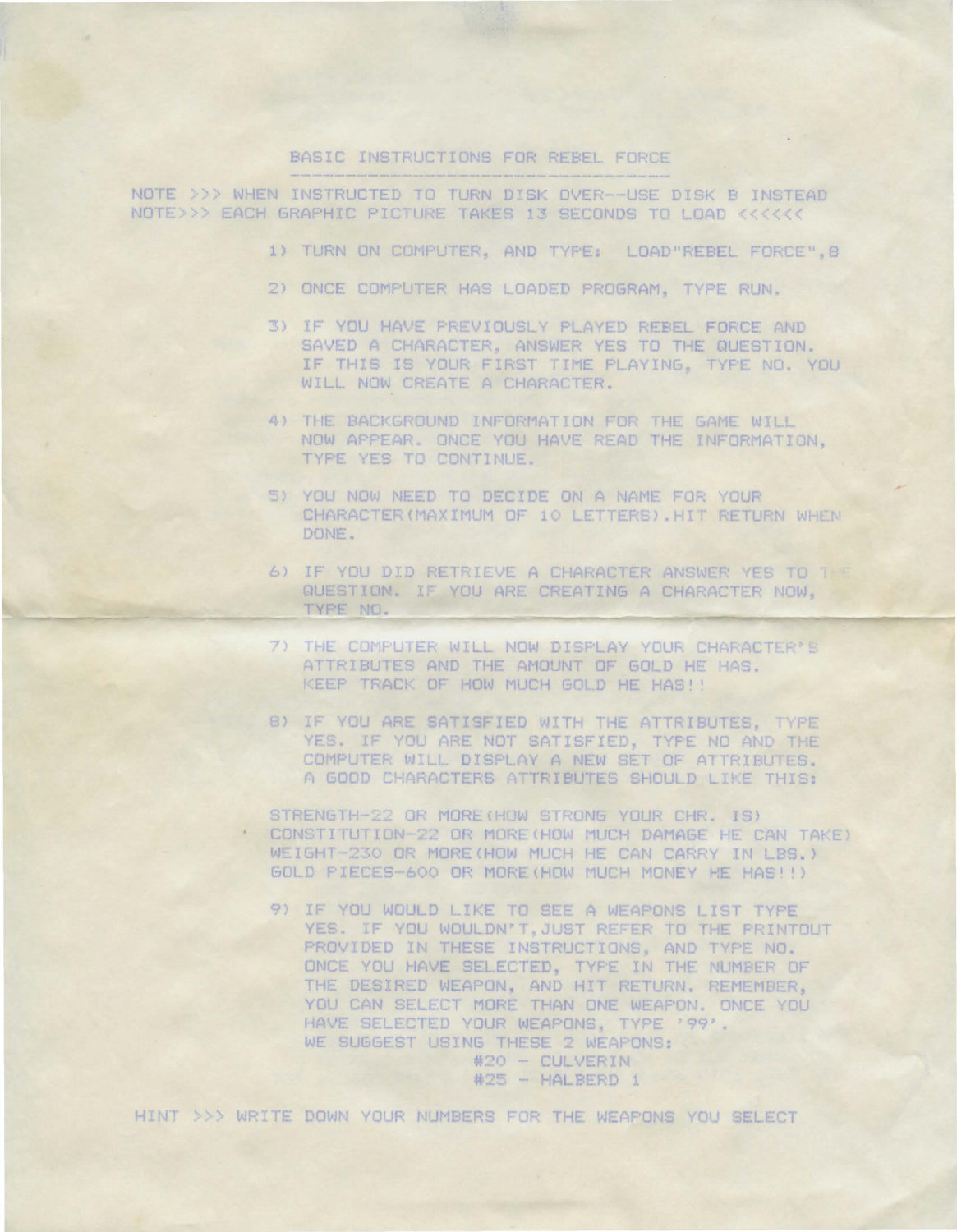# BASIC INSTRUCTIONS FOR REBEL FORCE

NOTE >>> WHEN INSTRUCTED TO TURN DISK OVER--USE DISK B INSTEAD
NOTE>>> EACH GRAPHIC PICTURE TAKES 13 SECONDS TO LOAD <<<<<<

1) TURN ON COMPUTER, AND TYPE: LOAD"REBEL FORCE",8

2) ONCE COMPUTER HAS LOADED PROGRAM, TYPE RUN.

3) IF YOU HAVE PREVIOUSLY PLAYED REBEL FORCE AND SAVED A CHARACTER, ANSWER YES TO THE QUESTION. IF THIS IS YOUR FIRST TIME PLAYING, TYPE NO. YOU WILL NOW CREATE A CHARACTER.

4) THE BACKGROUND INFORMATION FOR THE GAME WILL NOW APPEAR. ONCE YOU HAVE READ THE INFORMATION, TYPE YES TO CONTINUE.

5) YOU NOW NEED TO DECIDE ON A NAME FOR YOUR CHARACTER(MAXIMUM OF 10 LETTERS).HIT RETURN WHEN DONE.

6) IF YOU DID RETRIEVE A CHARACTER ANSWER YES TO THE QUESTION. IF YOU ARE CREATING A CHARACTER NOW, TYPE NO.

7) THE COMPUTER WILL NOW DISPLAY YOUR CHARACTER'S ATTRIBUTES AND THE AMOUNT OF GOLD HE HAS. KEEP TRACK OF HOW MUCH GOLD HE HAS!!

8) IF YOU ARE SATISFIED WITH THE ATTRIBUTES, TYPE YES. IF YOU ARE NOT SATISFIED, TYPE NO AND THE COMPUTER WILL DISPLAY A NEW SET OF ATTRIBUTES. A GOOD CHARACTERS ATTRIBUTES SHOULD LIKE THIS:

STRENGTH-22 OR MORE(HOW STRONG YOUR CHR. IS)
CONSTITUTION-22 OR MORE(HOW MUCH DAMAGE HE CAN TAKE)
WEIGHT-230 OR MORE(HOW MUCH HE CAN CARRY IN LBS.)
GOLD PIECES-600 OR MORE(HOW MUCH MONEY HE HAS!!)

9) IF YOU WOULD LIKE TO SEE A WEAPONS LIST TYPE YES. IF YOU WOULDN'T,JUST REFER TO THE PRINTOUT PROVIDED IN THESE INSTRUCTIONS, AND TYPE NO. ONCE YOU HAVE SELECTED, TYPE IN THE NUMBER OF THE DESIRED WEAPON, AND HIT RETURN. REMEMBER, YOU CAN SELECT MORE THAN ONE WEAPON. ONCE YOU HAVE SELECTED YOUR WEAPONS, TYPE '99'.
WE SUGGEST USING THESE 2 WEAPONS:
#20 - CULVERIN
#25 - HALBERD 1

HINT >>> WRITE DOWN YOUR NUMBERS FOR THE WEAPONS YOU SELECT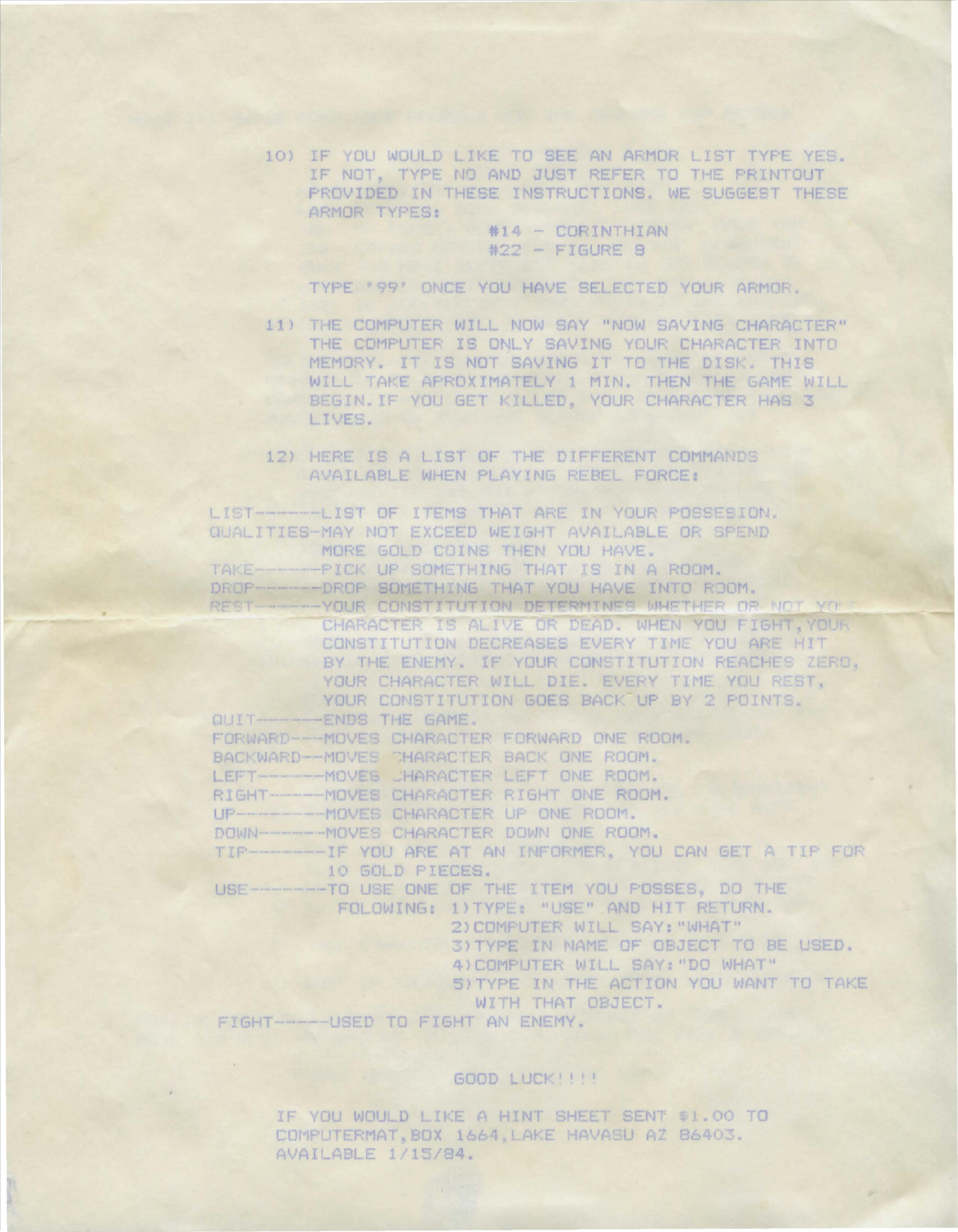10) IF YOU WOULD LIKE TO SEE AN ARMOR LIST TYPE YES. IF NOT, TYPE NO AND JUST REFER TO THE PRINTOUT PROVIDED IN THESE INSTRUCTIONS. WE SUGGEST THESE ARMOR TYPES:

#14 - CORINTHIAN
#22 - FIGURE 8

TYPE '99' ONCE YOU HAVE SELECTED YOUR ARMOR.

11) THE COMPUTER WILL NOW SAY "NOW SAVING CHARACTER" THE COMPUTER IS ONLY SAVING YOUR CHARACTER INTO MEMORY. IT IS NOT SAVING IT TO THE DISK. THIS WILL TAKE APROXIMATELY 1 MIN. THEN THE GAME WILL BEGIN. IF YOU GET KILLED, YOUR CHARACTER HAS 3 LIVES.

12) HERE IS A LIST OF THE DIFFERENT COMMANDS AVAILABLE WHEN PLAYING REBEL FORCE:

LIST-------LIST OF ITEMS THAT ARE IN YOUR POSSESION.
QUALITIES-MAY NOT EXCEED WEIGHT AVAILABLE OR SPEND MORE GOLD COINS THEN YOU HAVE.
TAKE-------PICK UP SOMETHING THAT IS IN A ROOM.
DROP-------DROP SOMETHING THAT YOU HAVE INTO ROOM.
REST-------YOUR CONSTITUTION DETERMINES WHETHER OR NOT YOUR CHARACTER IS ALIVE OR DEAD. WHEN YOU FIGHT, YOUR CONSTITUTION DECREASES EVERY TIME YOU ARE HIT BY THE ENEMY. IF YOUR CONSTITUTION REACHES ZERO, YOUR CHARACTER WILL DIE. EVERY TIME YOU REST, YOUR CONSTITUTION GOES BACK UP BY 2 POINTS.
QUIT-------ENDS THE GAME.
FORWARD----MOVES CHARACTER FORWARD ONE ROOM.
BACKWARD---MOVES CHARACTER BACK ONE ROOM.
LEFT-------MOVES CHARACTER LEFT ONE ROOM.
RIGHT------MOVES CHARACTER RIGHT ONE ROOM.
UP---------MOVES CHARACTER UP ONE ROOM.
DOWN-------MOVES CHARACTER DOWN ONE ROOM.
TIP--------IF YOU ARE AT AN INFORMER, YOU CAN GET A TIP FOR 10 GOLD PIECES.
USE--------TO USE ONE OF THE ITEM YOU POSSES, DO THE FOLOWING:
1) TYPE: "USE" AND HIT RETURN.
2) COMPUTER WILL SAY: "WHAT"
3) TYPE IN NAME OF OBJECT TO BE USED.
4) COMPUTER WILL SAY: "DO WHAT"
5) TYPE IN THE ACTION YOU WANT TO TAKE WITH THAT OBJECT.
FIGHT------USED TO FIGHT AN ENEMY.

GOOD LUCK!!!!

IF YOU WOULD LIKE A HINT SHEET SENT $1.00 TO COMPUTERMAT, BOX 1664, LAKE HAVASU AZ 86403. AVAILABLE 1/15/84.